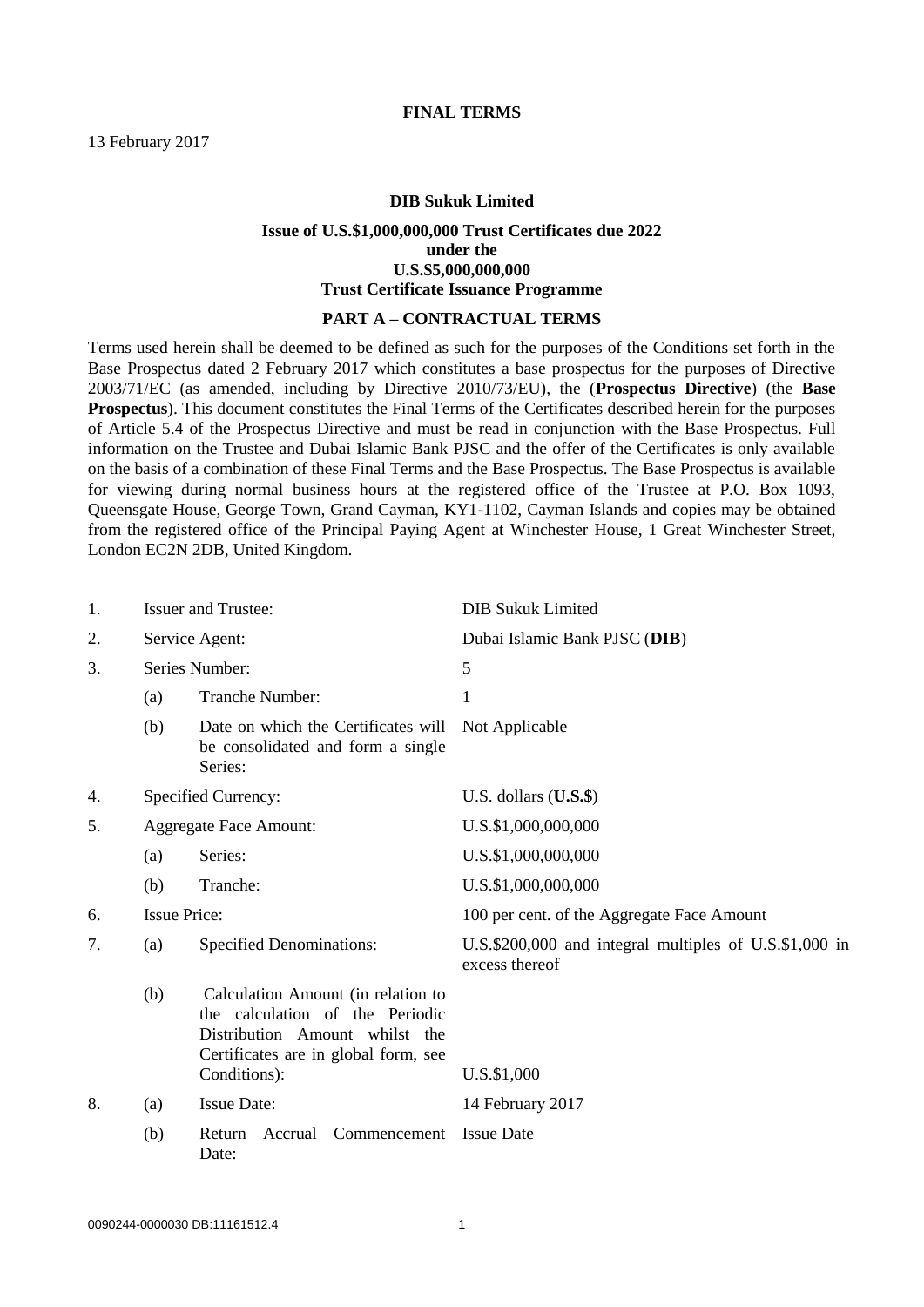# FINAL TERMS

13 February 2017

**DIB Sukuk Limited**

**Issue of U.S.$1,000,000,000 Trust Certificates due 2022 under the U.S.$5,000,000,000 Trust Certificate Issuance Programme**

## PART A – CONTRACTUAL TERMS

Terms used herein shall be deemed to be defined as such for the purposes of the Conditions set forth in the Base Prospectus dated 2 February 2017 which constitutes a base prospectus for the purposes of Directive 2003/71/EC (as amended, including by Directive 2010/73/EU), the (**Prospectus Directive**) (the **Base Prospectus**). This document constitutes the Final Terms of the Certificates described herein for the purposes of Article 5.4 of the Prospectus Directive and must be read in conjunction with the Base Prospectus. Full information on the Trustee and Dubai Islamic Bank PJSC and the offer of the Certificates is only available on the basis of a combination of these Final Terms and the Base Prospectus. The Base Prospectus is available for viewing during normal business hours at the registered office of the Trustee at P.O. Box 1093, Queensgate House, George Town, Grand Cayman, KY1-1102, Cayman Islands and copies may be obtained from the registered office of the Principal Paying Agent at Winchester House, 1 Great Winchester Street, London EC2N 2DB, United Kingdom.

| | | | |
|---|---|---|---|
| 1. | Issuer and Trustee: | | DIB Sukuk Limited |
| 2. | Service Agent: | | Dubai Islamic Bank PJSC (**DIB**) |
| 3. | Series Number: | | 5 |
| | (a) | Tranche Number: | 1 |
| | (b) | Date on which the Certificates will be consolidated and form a single Series: | Not Applicable |
| 4. | Specified Currency: | | U.S. dollars (**U.S.$**) |
| 5. | Aggregate Face Amount: | | U.S.$1,000,000,000 |
| | (a) | Series: | U.S.$1,000,000,000 |
| | (b) | Tranche: | U.S.$1,000,000,000 |
| 6. | Issue Price: | | 100 per cent. of the Aggregate Face Amount |
| 7. | (a) | Specified Denominations: | U.S.$200,000 and integral multiples of U.S.$1,000 in excess thereof |
| | (b) | Calculation Amount (in relation to the calculation of the Periodic Distribution Amount whilst the Certificates are in global form, see Conditions): | U.S.$1,000 |
| 8. | (a) | Issue Date: | 14 February 2017 |
| | (b) | Return Accrual Commencement Date: | Issue Date |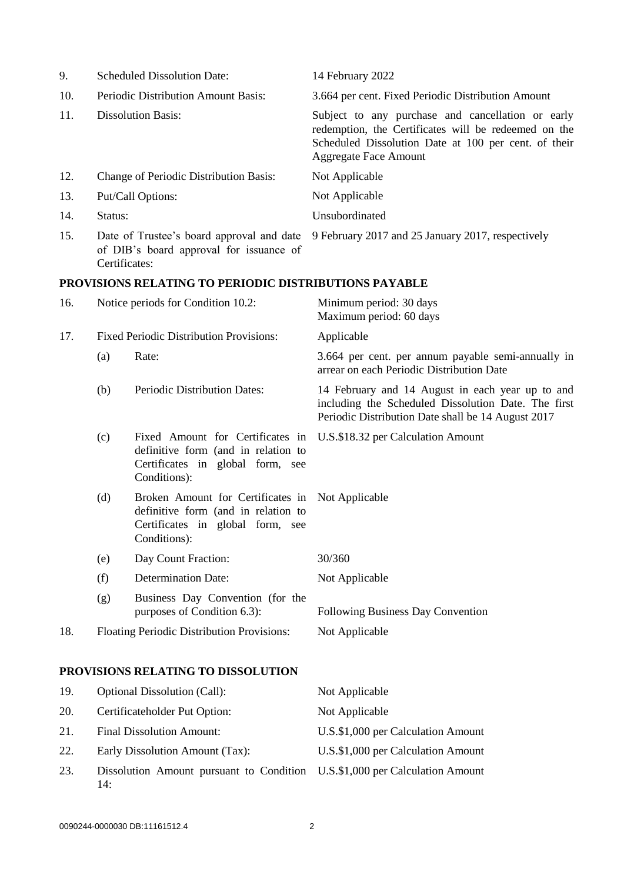| | | |
|---|---|---|
| 9. | Scheduled Dissolution Date: | 14 February 2022 |
| 10. | Periodic Distribution Amount Basis: | 3.664 per cent. Fixed Periodic Distribution Amount |
| 11. | Dissolution Basis: | Subject to any purchase and cancellation or early redemption, the Certificates will be redeemed on the Scheduled Dissolution Date at 100 per cent. of their Aggregate Face Amount |
| 12. | Change of Periodic Distribution Basis: | Not Applicable |
| 13. | Put/Call Options: | Not Applicable |
| 14. | Status: | Unsubordinated |
| 15. | Date of Trustee's board approval and date of DIB's board approval for issuance of Certificates: | 9 February 2017 and 25 January 2017, respectively |

**PROVISIONS RELATING TO PERIODIC DISTRIBUTIONS PAYABLE**

| | | | |
|---|---|---|---|
| 16. | Notice periods for Condition 10.2: | | Minimum period: 30 days<br>Maximum period: 60 days |
| 17. | Fixed Periodic Distribution Provisions: | | Applicable |
| | (a) | Rate: | 3.664 per cent. per annum payable semi-annually in arrear on each Periodic Distribution Date |
| | (b) | Periodic Distribution Dates: | 14 February and 14 August in each year up to and including the Scheduled Dissolution Date. The first Periodic Distribution Date shall be 14 August 2017 |
| | (c) | Fixed Amount for Certificates in definitive form (and in relation to Certificates in global form, see Conditions): | U.S.$18.32 per Calculation Amount |
| | (d) | Broken Amount for Certificates in definitive form (and in relation to Certificates in global form, see Conditions): | Not Applicable |
| | (e) | Day Count Fraction: | 30/360 |
| | (f) | Determination Date: | Not Applicable |
| | (g) | Business Day Convention (for the purposes of Condition 6.3): | Following Business Day Convention |
| 18. | Floating Periodic Distribution Provisions: | | Not Applicable |

**PROVISIONS RELATING TO DISSOLUTION**

| | | |
|---|---|---|
| 19. | Optional Dissolution (Call): | Not Applicable |
| 20. | Certificateholder Put Option: | Not Applicable |
| 21. | Final Dissolution Amount: | U.S.$1,000 per Calculation Amount |
| 22. | Early Dissolution Amount (Tax): | U.S.$1,000 per Calculation Amount |
| 23. | Dissolution Amount pursuant to Condition 14: | U.S.$1,000 per Calculation Amount |

0090244-0000030 DB:11161512.4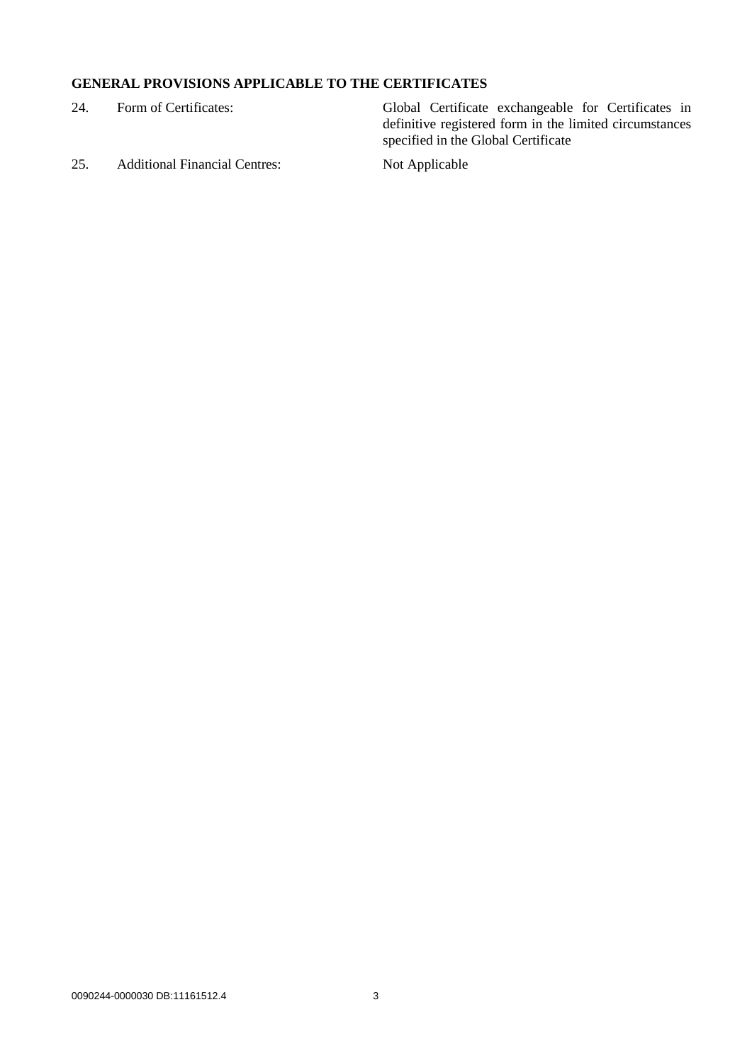## GENERAL PROVISIONS APPLICABLE TO THE CERTIFICATES

| | | |
|---|---|---|
| 24. | Form of Certificates: | Global Certificate exchangeable for Certificates in definitive registered form in the limited circumstances specified in the Global Certificate |
| 25. | Additional Financial Centres: | Not Applicable |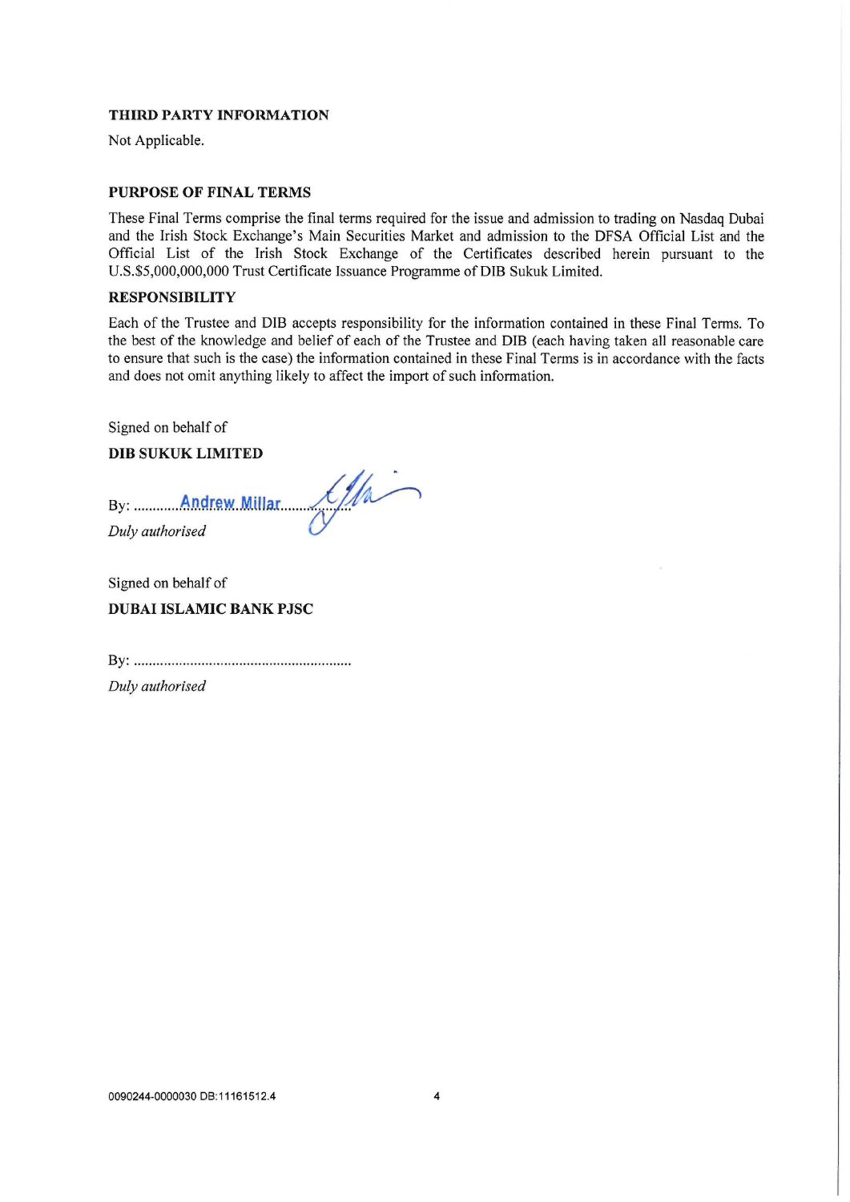**THIRD PARTY INFORMATION**

Not Applicable.

**PURPOSE OF FINAL TERMS**

These Final Terms comprise the final terms required for the issue and admission to trading on Nasdaq Dubai and the Irish Stock Exchange's Main Securities Market and admission to the DFSA Official List and the Official List of the Irish Stock Exchange of the Certificates described herein pursuant to the U.S.$5,000,000,000 Trust Certificate Issuance Programme of DIB Sukuk Limited.

**RESPONSIBILITY**

Each of the Trustee and DIB accepts responsibility for the information contained in these Final Terms. To the best of the knowledge and belief of each of the Trustee and DIB (each having taken all reasonable care to ensure that such is the case) the information contained in these Final Terms is in accordance with the facts and does not omit anything likely to affect the import of such information.

Signed on behalf of

**DIB SUKUK LIMITED**

By: ............Andrew Millar..............

*Duly authorised*

Signed on behalf of

**DUBAI ISLAMIC BANK PJSC**

By: ............................................................

*Duly authorised*

0090244-0000030 DB:11161512.4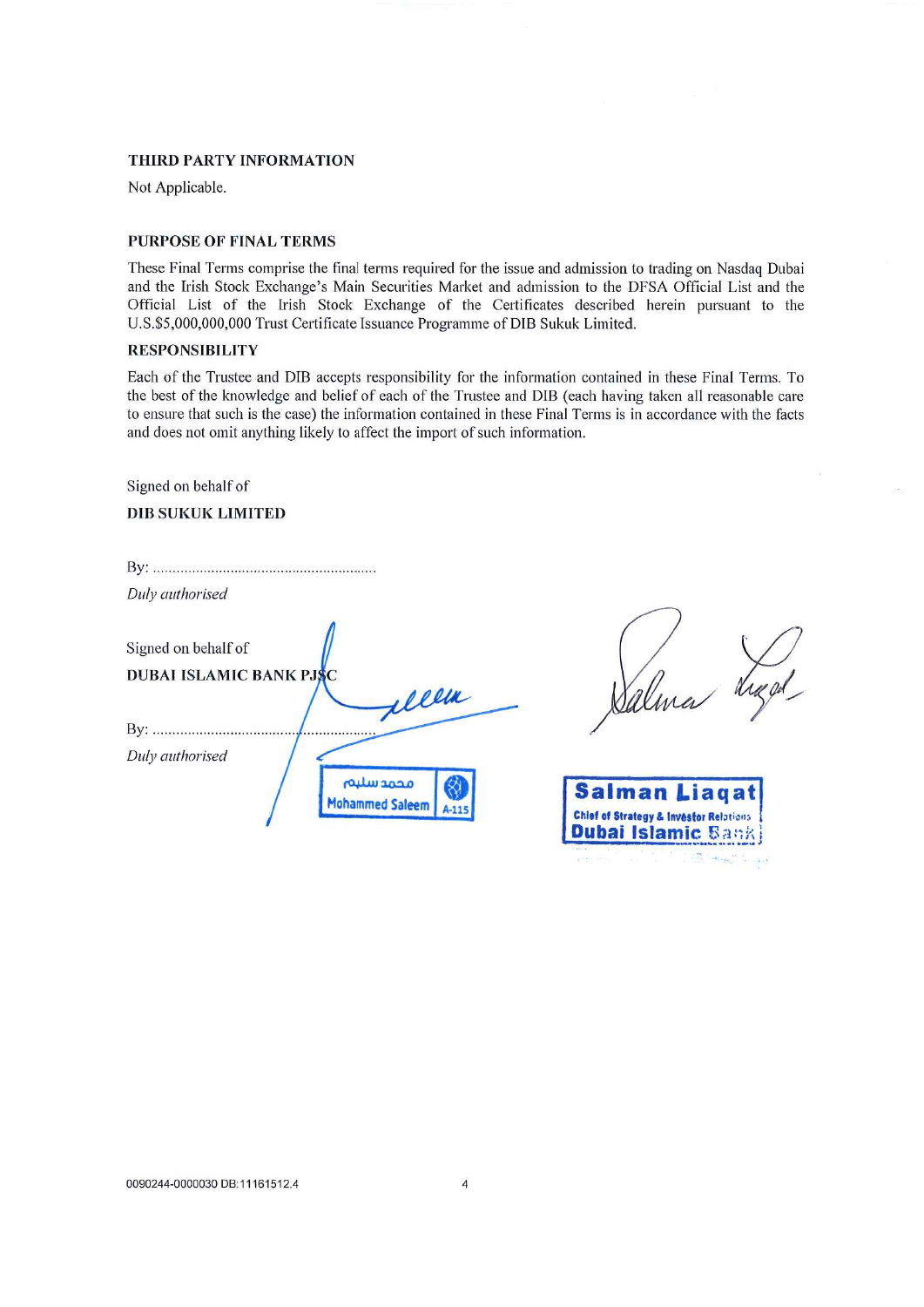**THIRD PARTY INFORMATION**

Not Applicable.

**PURPOSE OF FINAL TERMS**

These Final Terms comprise the final terms required for the issue and admission to trading on Nasdaq Dubai and the Irish Stock Exchange's Main Securities Market and admission to the DFSA Official List and the Official List of the Irish Stock Exchange of the Certificates described herein pursuant to the U.S.$5,000,000,000 Trust Certificate Issuance Programme of DIB Sukuk Limited.

**RESPONSIBILITY**

Each of the Trustee and DIB accepts responsibility for the information contained in these Final Terms. To the best of the knowledge and belief of each of the Trustee and DIB (each having taken all reasonable care to ensure that such is the case) the information contained in these Final Terms is in accordance with the facts and does not omit anything likely to affect the import of such information.

Signed on behalf of

**DIB SUKUK LIMITED**

By: ..........................................................

*Duly authorised*

Signed on behalf of

**DUBAI ISLAMIC BANK PJSC**

By: ..........................................................

*Duly authorised*

محمد سليم
Mohammed Saleem A-115

Salman Liaqat
Chief of Strategy & Investor Relations
Dubai Islamic Bank

0090244-0000030 DB:11161512.4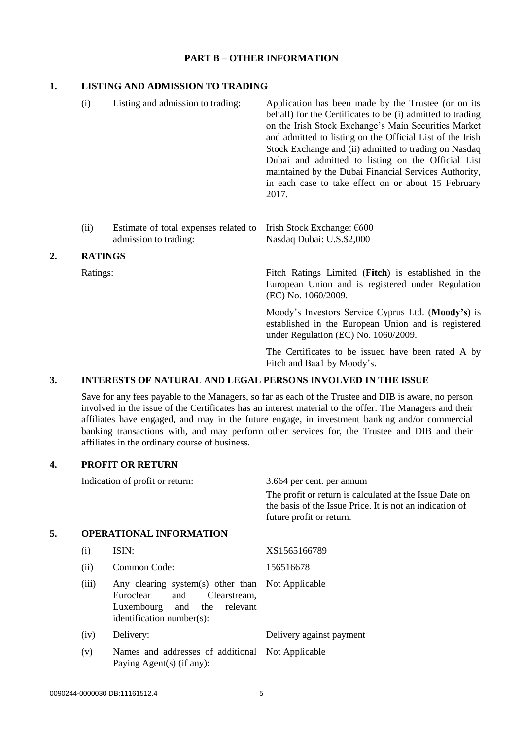## PART B – OTHER INFORMATION

### 1. LISTING AND ADMISSION TO TRADING

| | | |
|---|---|---|
| (i) | Listing and admission to trading: | Application has been made by the Trustee (or on its behalf) for the Certificates to be (i) admitted to trading on the Irish Stock Exchange's Main Securities Market and admitted to listing on the Official List of the Irish Stock Exchange and (ii) admitted to trading on Nasdaq Dubai and admitted to listing on the Official List maintained by the Dubai Financial Services Authority, in each case to take effect on or about 15 February 2017. |
| (ii) | Estimate of total expenses related to admission to trading: | Irish Stock Exchange: €600<br>Nasdaq Dubai: U.S.$2,000 |

### 2. RATINGS

Ratings:

Fitch Ratings Limited (**Fitch**) is established in the European Union and is registered under Regulation (EC) No. 1060/2009.

Moody's Investors Service Cyprus Ltd. (**Moody's**) is established in the European Union and is registered under Regulation (EC) No. 1060/2009.

The Certificates to be issued have been rated A by Fitch and Baa1 by Moody's.

### 3. INTERESTS OF NATURAL AND LEGAL PERSONS INVOLVED IN THE ISSUE

Save for any fees payable to the Managers, so far as each of the Trustee and DIB is aware, no person involved in the issue of the Certificates has an interest material to the offer. The Managers and their affiliates have engaged, and may in the future engage, in investment banking and/or commercial banking transactions with, and may perform other services for, the Trustee and DIB and their affiliates in the ordinary course of business.

### 4. PROFIT OR RETURN

Indication of profit or return:

3.664 per cent. per annum

The profit or return is calculated at the Issue Date on the basis of the Issue Price. It is not an indication of future profit or return.

### 5. OPERATIONAL INFORMATION

| | | |
|---|---|---|
| (i) | ISIN: | XS1565166789 |
| (ii) | Common Code: | 156516678 |
| (iii) | Any clearing system(s) other than Euroclear and Clearstream, Luxembourg and the relevant identification number(s): | Not Applicable |
| (iv) | Delivery: | Delivery against payment |
| (v) | Names and addresses of additional Paying Agent(s) (if any): | Not Applicable |

0090244-0000030 DB:11161512.4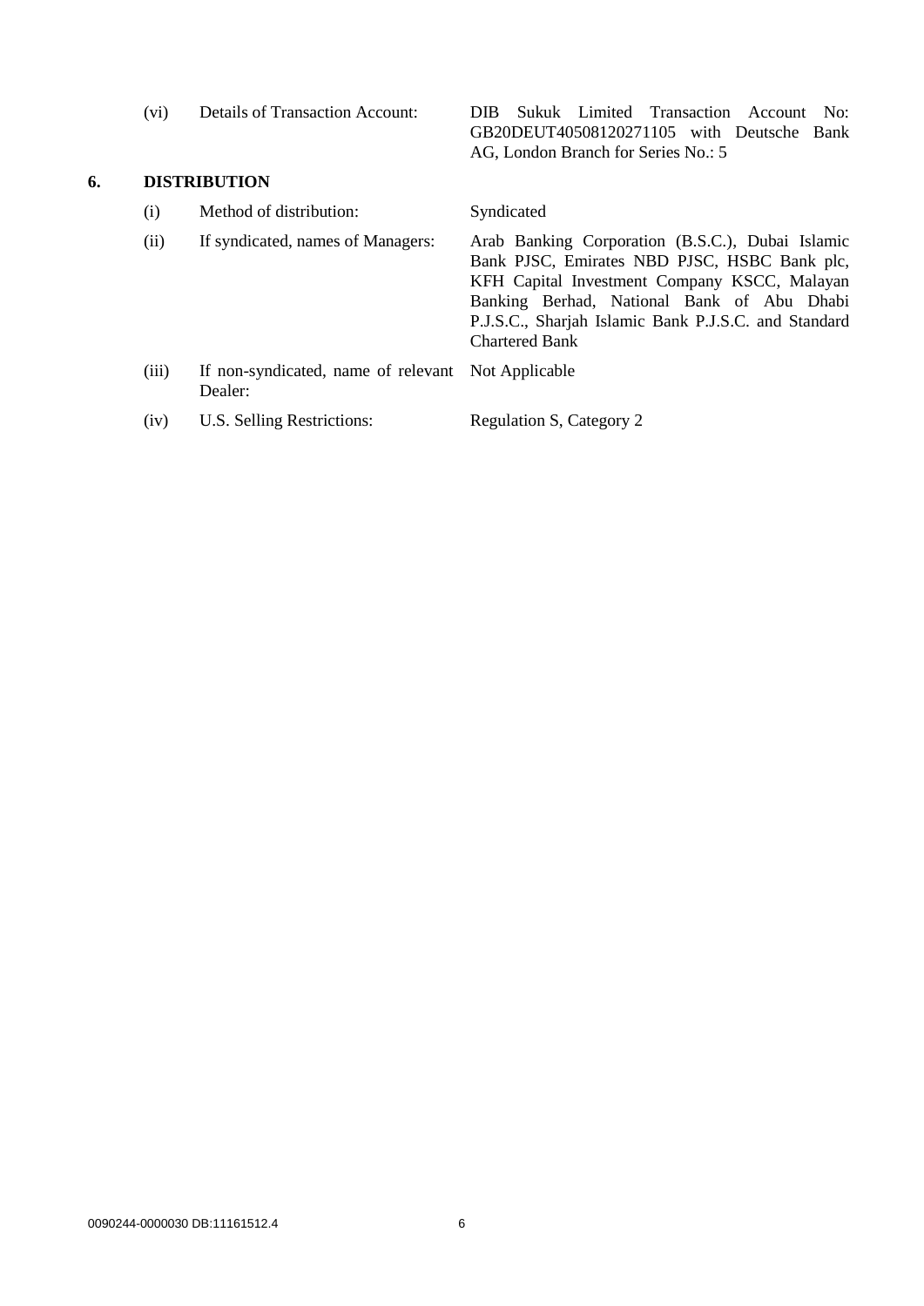| | | |
|---|---|---|
| (vi) | Details of Transaction Account: | DIB Sukuk Limited Transaction Account No: GB20DEUT40508120271105 with Deutsche Bank AG, London Branch for Series No.: 5 |

## 6. DISTRIBUTION

| | | |
|---|---|---|
| (i) | Method of distribution: | Syndicated |
| (ii) | If syndicated, names of Managers: | Arab Banking Corporation (B.S.C.), Dubai Islamic Bank PJSC, Emirates NBD PJSC, HSBC Bank plc, KFH Capital Investment Company KSCC, Malayan Banking Berhad, National Bank of Abu Dhabi P.J.S.C., Sharjah Islamic Bank P.J.S.C. and Standard Chartered Bank |
| (iii) | If non-syndicated, name of relevant Dealer: | Not Applicable |
| (iv) | U.S. Selling Restrictions: | Regulation S, Category 2 |

0090244-0000030 DB:11161512.4